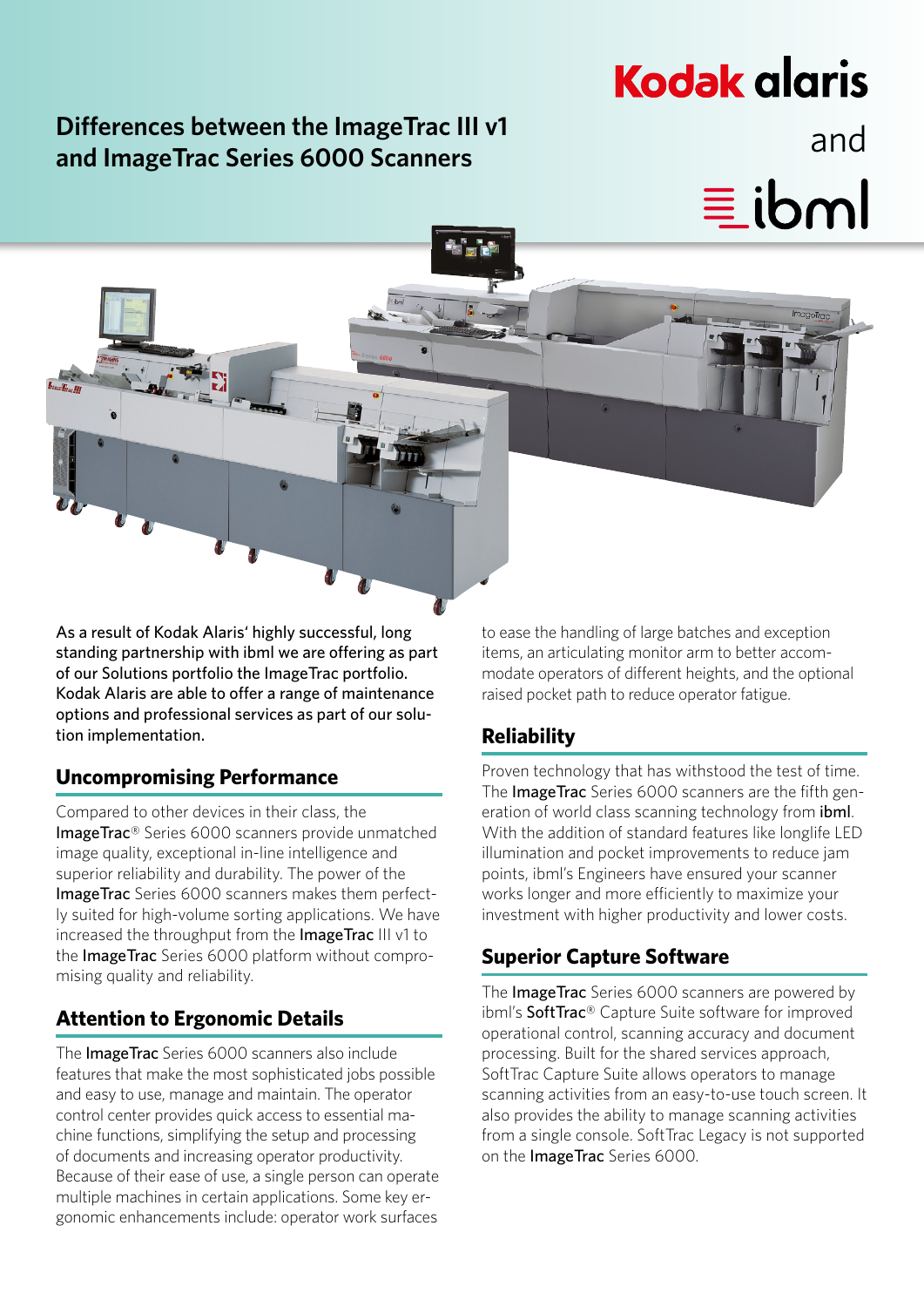# Differences between the ImageTrac III v1 and ImageTrac Series 6000 Scanners

Kodak alaris and ibml

As a result of Kodak Alaris' highly successful, long standing partnership with ibml we are offering as part of our Solutions portfolio the ImageTrac portfolio. Kodak Alaris are able to offer a range of maintenance options and professional services as part of our solution implementation.

## Uncompromising Performance

Compared to other devices in their class, the ImageTrac® Series 6000 scanners provide unmatched image quality, exceptional in-line intelligence and superior reliability and durability. The power of the ImageTrac Series 6000 scanners makes them perfectly suited for high-volume sorting applications. We have increased the throughput from the ImageTrac III v1 to the ImageTrac Series 6000 platform without compromising quality and reliability.

## Attention to Ergonomic Details

The ImageTrac Series 6000 scanners also include features that make the most sophisticated jobs possible and easy to use, manage and maintain. The operator control center provides quick access to essential machine functions, simplifying the setup and processing of documents and increasing operator productivity. Because of their ease of use, a single person can operate multiple machines in certain applications. Some key ergonomic enhancements include: operator work surfaces to ease the handling of large batches and exception items, an articulating monitor arm to better accommodate operators of different heights, and the optional raised pocket path to reduce operator fatigue.

## Reliability

Proven technology that has withstood the test of time. The ImageTrac Series 6000 scanners are the fifth generation of world class scanning technology from ibml. With the addition of standard features like longlife LED illumination and pocket improvements to reduce jam points, ibml's Engineers have ensured your scanner works longer and more efficiently to maximize your investment with higher productivity and lower costs.

## Superior Capture Software

The ImageTrac Series 6000 scanners are powered by ibml's SoftTrac® Capture Suite software for improved operational control, scanning accuracy and document processing. Built for the shared services approach, SoftTrac Capture Suite allows operators to manage scanning activities from an easy-to-use touch screen. It also provides the ability to manage scanning activities from a single console. SoftTrac Legacy is not supported on the ImageTrac Series 6000.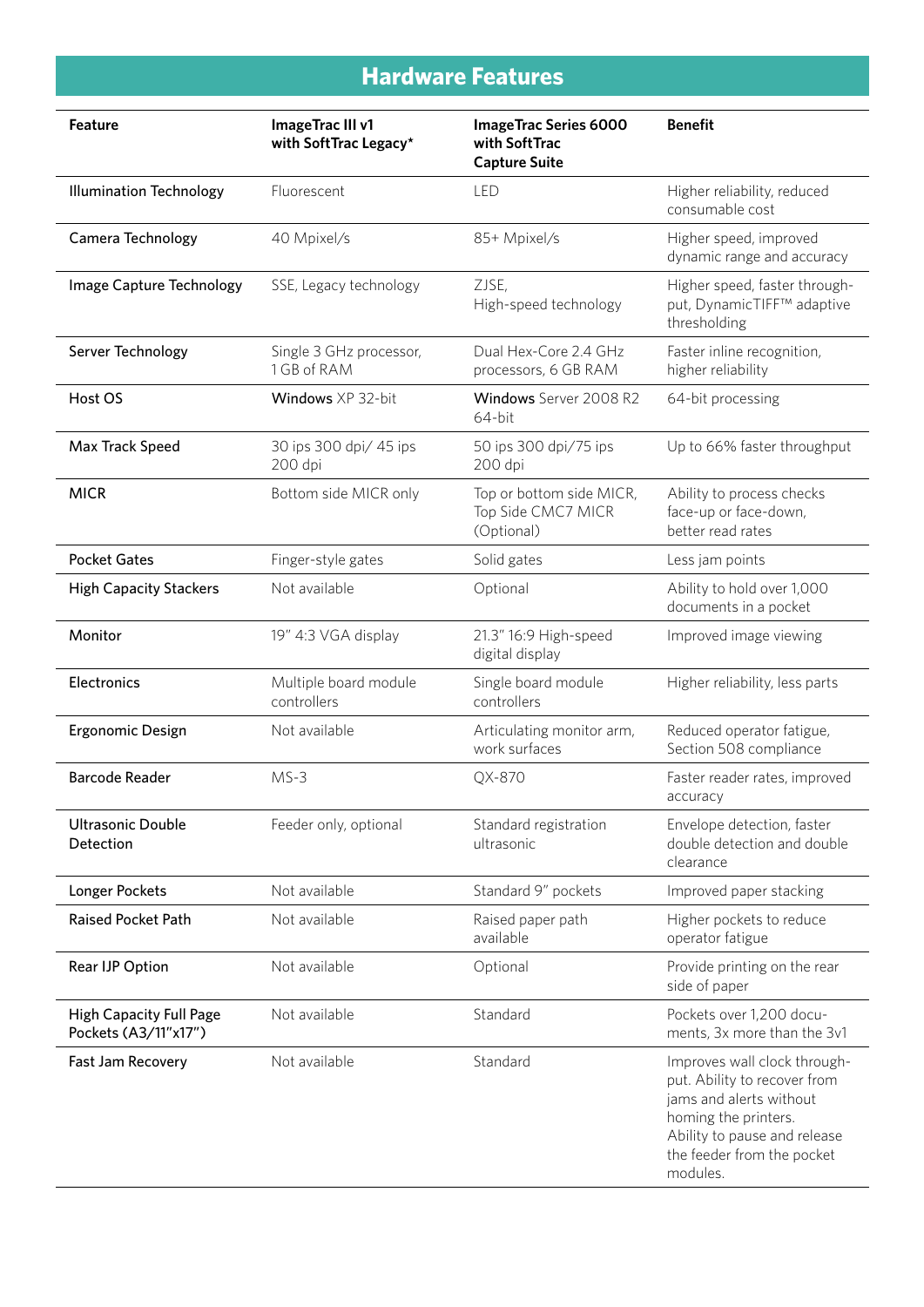# Hardware Features

| Feature | ImageTrac III v1 with SoftTrac Legacy* | ImageTrac Series 6000 with SoftTrac Capture Suite | Benefit |
|---|---|---|---|
| Illumination Technology | Fluorescent | LED | Higher reliability, reduced consumable cost |
| Camera Technology | 40 Mpixel/s | 85+ Mpixel/s | Higher speed, improved dynamic range and accuracy |
| Image Capture Technology | SSE, Legacy technology | ZJSE, High-speed technology | Higher speed, faster throughput, DynamicTIFF™ adaptive thresholding |
| Server Technology | Single 3 GHz processor, 1 GB of RAM | Dual Hex-Core 2.4 GHz processors, 6 GB RAM | Faster inline recognition, higher reliability |
| Host OS | Windows XP 32-bit | Windows Server 2008 R2 64-bit | 64-bit processing |
| Max Track Speed | 30 ips 300 dpi/ 45 ips 200 dpi | 50 ips 300 dpi/75 ips 200 dpi | Up to 66% faster throughput |
| MICR | Bottom side MICR only | Top or bottom side MICR, Top Side CMC7 MICR (Optional) | Ability to process checks face-up or face-down, better read rates |
| Pocket Gates | Finger-style gates | Solid gates | Less jam points |
| High Capacity Stackers | Not available | Optional | Ability to hold over 1,000 documents in a pocket |
| Monitor | 19" 4:3 VGA display | 21.3" 16:9 High-speed digital display | Improved image viewing |
| Electronics | Multiple board module controllers | Single board module controllers | Higher reliability, less parts |
| Ergonomic Design | Not available | Articulating monitor arm, work surfaces | Reduced operator fatigue, Section 508 compliance |
| Barcode Reader | MS-3 | QX-870 | Faster reader rates, improved accuracy |
| Ultrasonic Double Detection | Feeder only, optional | Standard registration ultrasonic | Envelope detection, faster double detection and double clearance |
| Longer Pockets | Not available | Standard 9" pockets | Improved paper stacking |
| Raised Pocket Path | Not available | Raised paper path available | Higher pockets to reduce operator fatigue |
| Rear IJP Option | Not available | Optional | Provide printing on the rear side of paper |
| High Capacity Full Page Pockets (A3/11"x17") | Not available | Standard | Pockets over 1,200 documents, 3x more than the 3v1 |
| Fast Jam Recovery | Not available | Standard | Improves wall clock throughput. Ability to recover from jams and alerts without homing the printers. Ability to pause and release the feeder from the pocket modules. |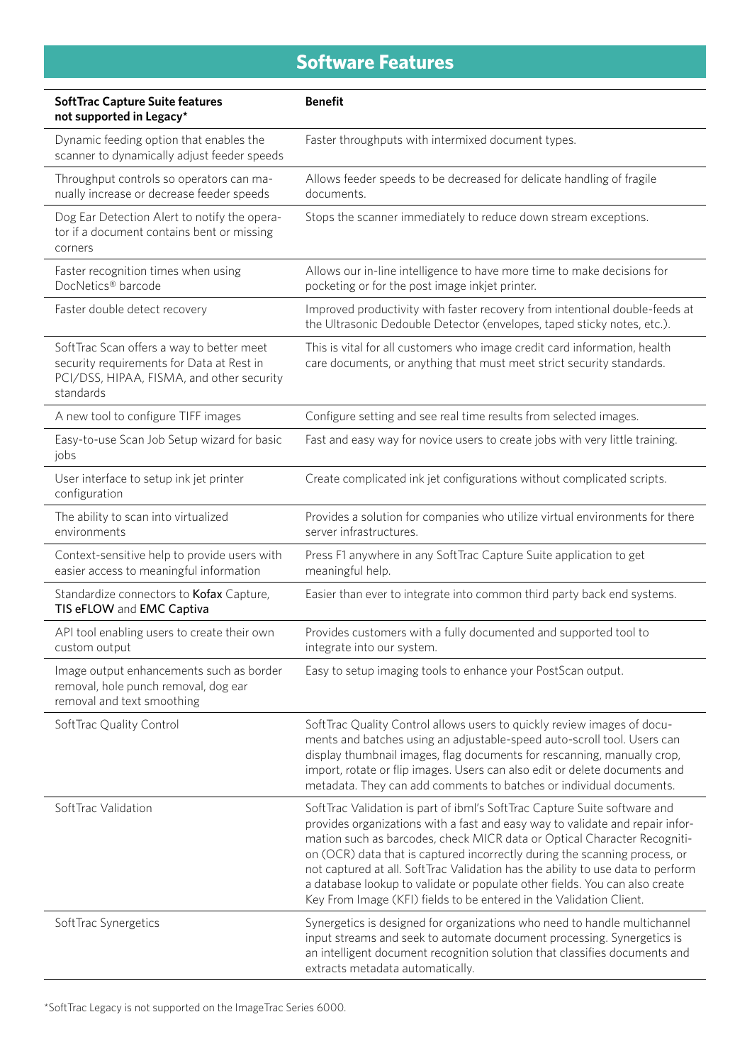# Software Features

| **SoftTrac Capture Suite features not supported in Legacy*** | **Benefit** |
| --- | --- |
| Dynamic feeding option that enables the scanner to dynamically adjust feeder speeds | Faster throughputs with intermixed document types. |
| Throughput controls so operators can manually increase or decrease feeder speeds | Allows feeder speeds to be decreased for delicate handling of fragile documents. |
| Dog Ear Detection Alert to notify the operator if a document contains bent or missing corners | Stops the scanner immediately to reduce down stream exceptions. |
| Faster recognition times when using DocNetics® barcode | Allows our in-line intelligence to have more time to make decisions for pocketing or for the post image inkjet printer. |
| Faster double detect recovery | Improved productivity with faster recovery from intentional double-feeds at the Ultrasonic Dedouble Detector (envelopes, taped sticky notes, etc.). |
| SoftTrac Scan offers a way to better meet security requirements for Data at Rest in PCI/DSS, HIPAA, FISMA, and other security standards | This is vital for all customers who image credit card information, health care documents, or anything that must meet strict security standards. |
| A new tool to configure TIFF images | Configure setting and see real time results from selected images. |
| Easy-to-use Scan Job Setup wizard for basic jobs | Fast and easy way for novice users to create jobs with very little training. |
| User interface to setup ink jet printer configuration | Create complicated ink jet configurations without complicated scripts. |
| The ability to scan into virtualized environments | Provides a solution for companies who utilize virtual environments for there server infrastructures. |
| Context-sensitive help to provide users with easier access to meaningful information | Press F1 anywhere in any SoftTrac Capture Suite application to get meaningful help. |
| Standardize connectors to **Kofax** Capture, **TIS eFLOW** and **EMC Captiva** | Easier than ever to integrate into common third party back end systems. |
| API tool enabling users to create their own custom output | Provides customers with a fully documented and supported tool to integrate into our system. |
| Image output enhancements such as border removal, hole punch removal, dog ear removal and text smoothing | Easy to setup imaging tools to enhance your PostScan output. |
| SoftTrac Quality Control | SoftTrac Quality Control allows users to quickly review images of documents and batches using an adjustable-speed auto-scroll tool. Users can display thumbnail images, flag documents for rescanning, manually crop, import, rotate or flip images. Users can also edit or delete documents and metadata. They can add comments to batches or individual documents. |
| SoftTrac Validation | SoftTrac Validation is part of ibml's SoftTrac Capture Suite software and provides organizations with a fast and easy way to validate and repair information such as barcodes, check MICR data or Optical Character Recognition (OCR) data that is captured incorrectly during the scanning process, or not captured at all. SoftTrac Validation has the ability to use data to perform a database lookup to validate or populate other fields. You can also create Key From Image (KFI) fields to be entered in the Validation Client. |
| SoftTrac Synergetics | Synergetics is designed for organizations who need to handle multichannel input streams and seek to automate document processing. Synergetics is an intelligent document recognition solution that classifies documents and extracts metadata automatically. |

*SoftTrac Legacy is not supported on the ImageTrac Series 6000.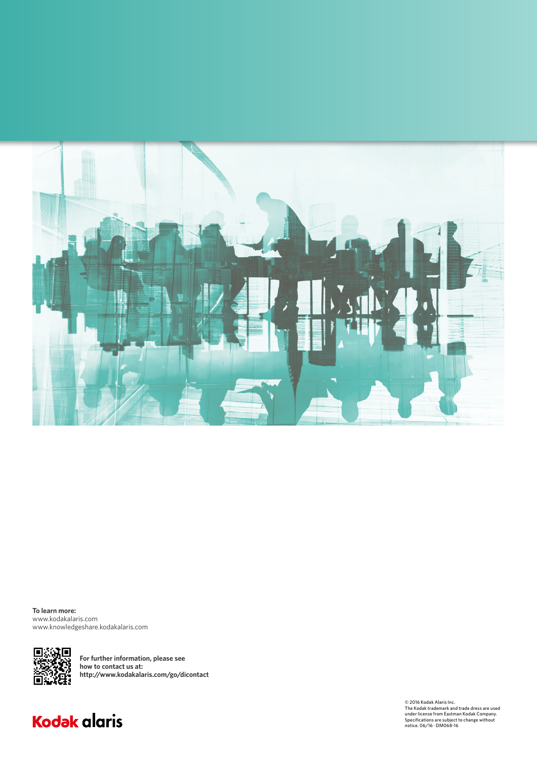**To learn more:**
www.kodakalaris.com
www.knowledgeshare.kodakalaris.com

**For further information, please see how to contact us at: http://www.kodakalaris.com/go/dicontact**

Kodak alaris

© 2016 Kodak Alaris Inc.
The Kodak trademark and trade dress are used under license from Eastman Kodak Company.
Specifications are subject to change without notice. 06/16 · DM068-16